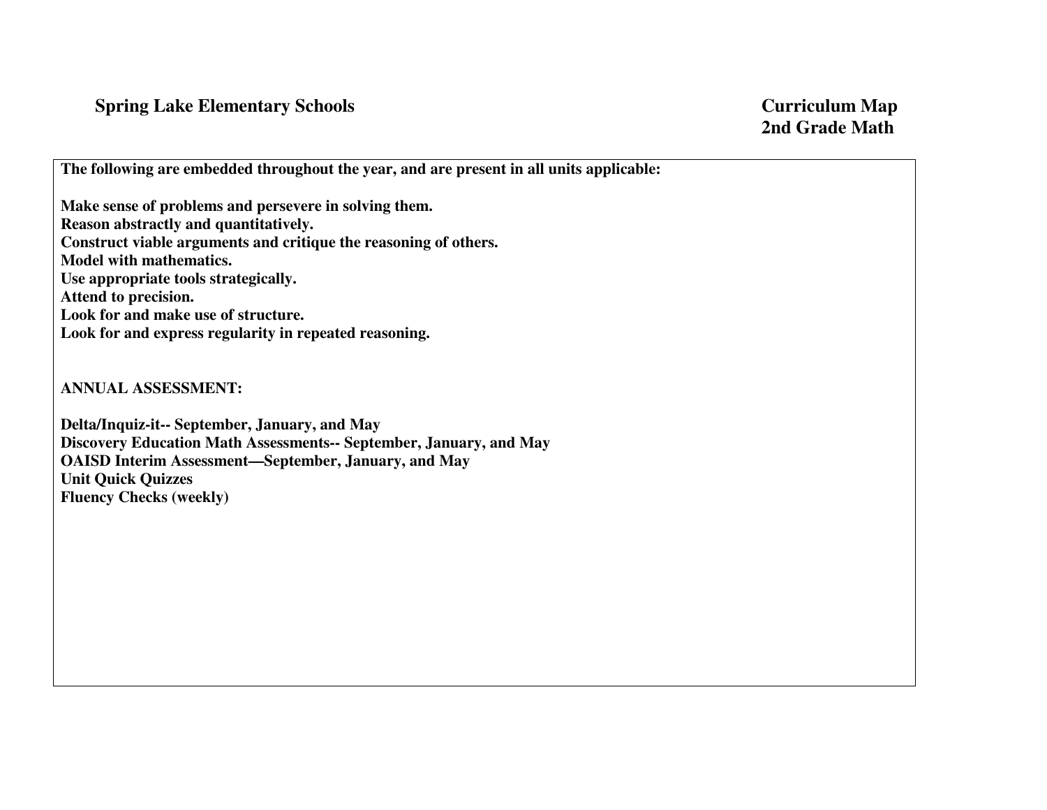**Spring Lake Elementary Schools**

**Curriculum Map**
**2nd Grade Math**

**The following are embedded throughout the year, and are present in all units applicable:**

**Make sense of problems and persevere in solving them.**
**Reason abstractly and quantitatively.**
**Construct viable arguments and critique the reasoning of others.**
**Model with mathematics.**
**Use appropriate tools strategically.**
**Attend to precision.**
**Look for and make use of structure.**
**Look for and express regularity in repeated reasoning.**

**ANNUAL ASSESSMENT:**

**Delta/Inquiz-it-- September, January, and May**
**Discovery Education Math Assessments-- September, January, and May**
**OAISD Interim Assessment—September, January, and May**
**Unit Quick Quizzes**
**Fluency Checks (weekly)**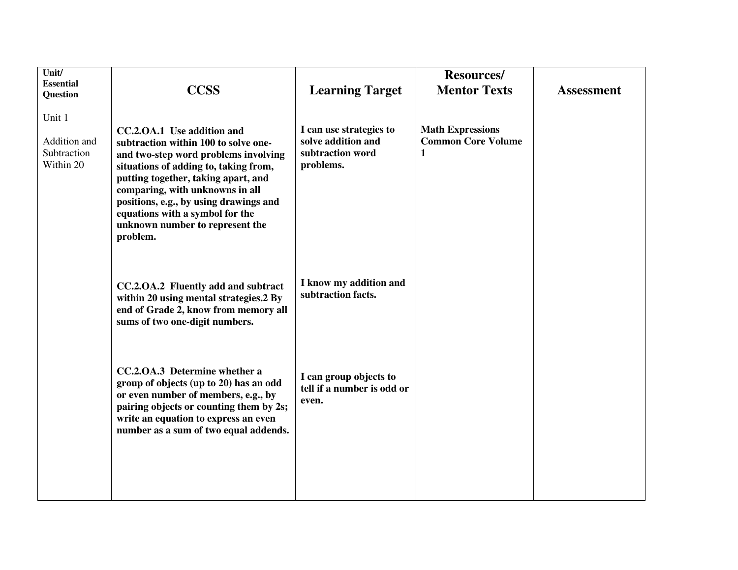| Unit/ Essential Question | CCSS | Learning Target | Resources/ Mentor Texts | Assessment |
|---|---|---|---|---|
| Unit 1<br><br>Addition and Subtraction Within 20 | **CC.2.OA.1 Use addition and subtraction within 100 to solve one- and two-step word problems involving situations of adding to, taking from, putting together, taking apart, and comparing, with unknowns in all positions, e.g., by using drawings and equations with a symbol for the unknown number to represent the problem.** | **I can use strategies to solve addition and subtraction word problems.** | **Math Expressions Common Core Volume 1** | |
| | **CC.2.OA.2 Fluently add and subtract within 20 using mental strategies.2 By end of Grade 2, know from memory all sums of two one-digit numbers.** | **I know my addition and subtraction facts.** | | |
| | **CC.2.OA.3 Determine whether a group of objects (up to 20) has an odd or even number of members, e.g., by pairing objects or counting them by 2s; write an equation to express an even number as a sum of two equal addends.** | **I can group objects to tell if a number is odd or even.** | | |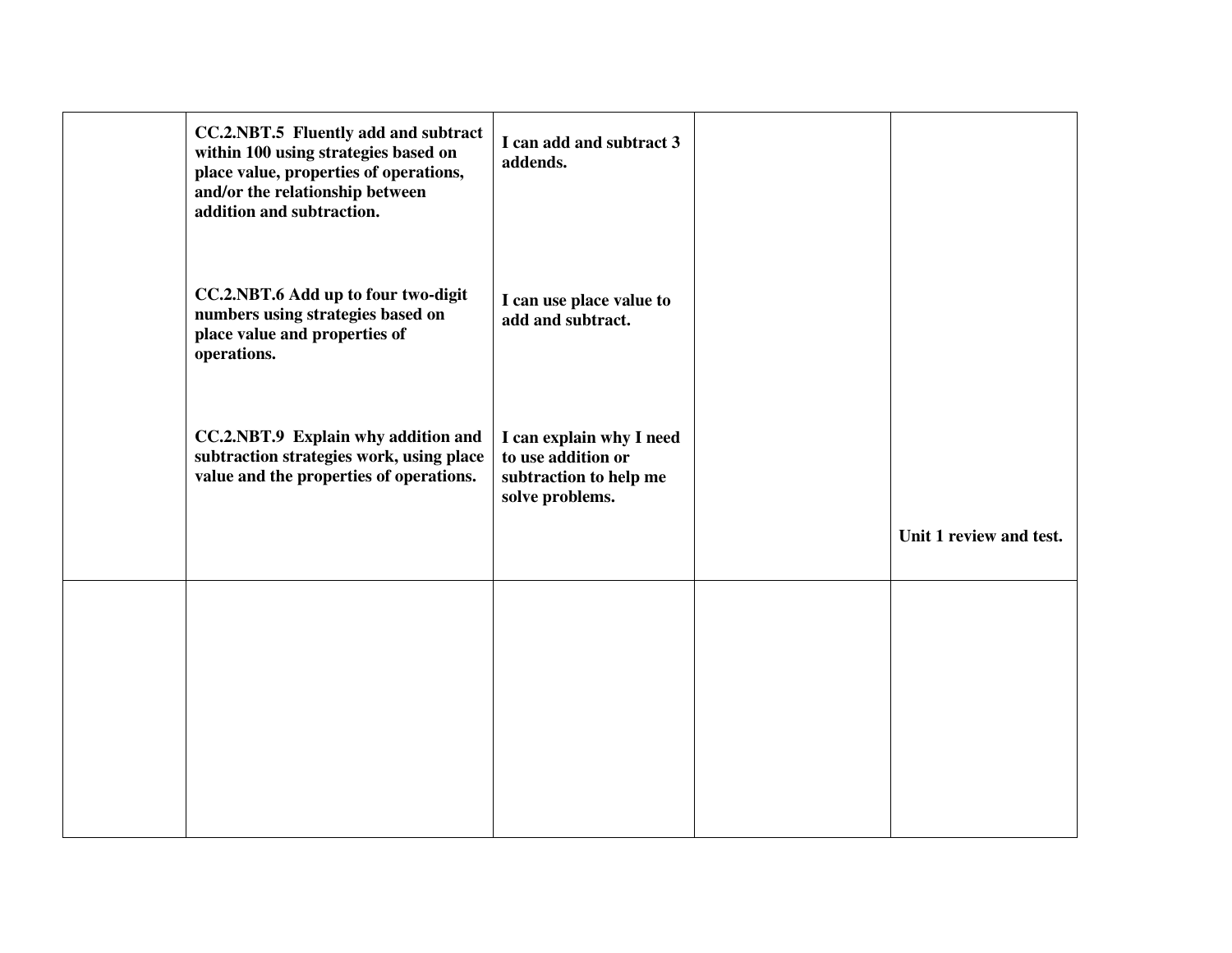| | | | | |
|---|---|---|---|---|
| | **CC.2.NBT.5 Fluently add and subtract within 100 using strategies based on place value, properties of operations, and/or the relationship between addition and subtraction.**<br><br>**CC.2.NBT.6 Add up to four two-digit numbers using strategies based on place value and properties of operations.**<br><br>**CC.2.NBT.9 Explain why addition and subtraction strategies work, using place value and the properties of operations.** | **I can add and subtract 3 addends.**<br><br>**I can use place value to add and subtract.**<br><br>**I can explain why I need to use addition or subtraction to help me solve problems.** | | **Unit 1 review and test.** |
| | | | | |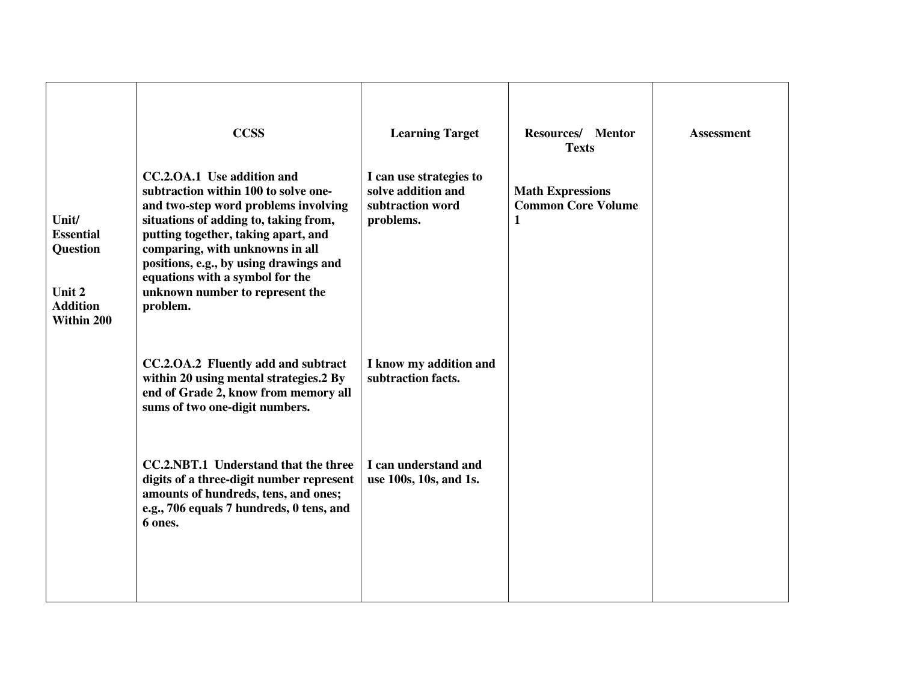| | CCSS | Learning Target | Resources/ Mentor Texts | Assessment |
|---|---|---|---|---|
| **Unit/ Essential Question**<br><br>**Unit 2 Addition Within 200** | **CC.2.OA.1 Use addition and subtraction within 100 to solve one- and two-step word problems involving situations of adding to, taking from, putting together, taking apart, and comparing, with unknowns in all positions, e.g., by using drawings and equations with a symbol for the unknown number to represent the problem.** | **I can use strategies to solve addition and subtraction word problems.** | **Math Expressions Common Core Volume 1** | |
| | **CC.2.OA.2 Fluently add and subtract within 20 using mental strategies.2 By end of Grade 2, know from memory all sums of two one-digit numbers.** | **I know my addition and subtraction facts.** | | |
| | **CC.2.NBT.1 Understand that the three digits of a three-digit number represent amounts of hundreds, tens, and ones; e.g., 706 equals 7 hundreds, 0 tens, and 6 ones.** | **I can understand and use 100s, 10s, and 1s.** | | |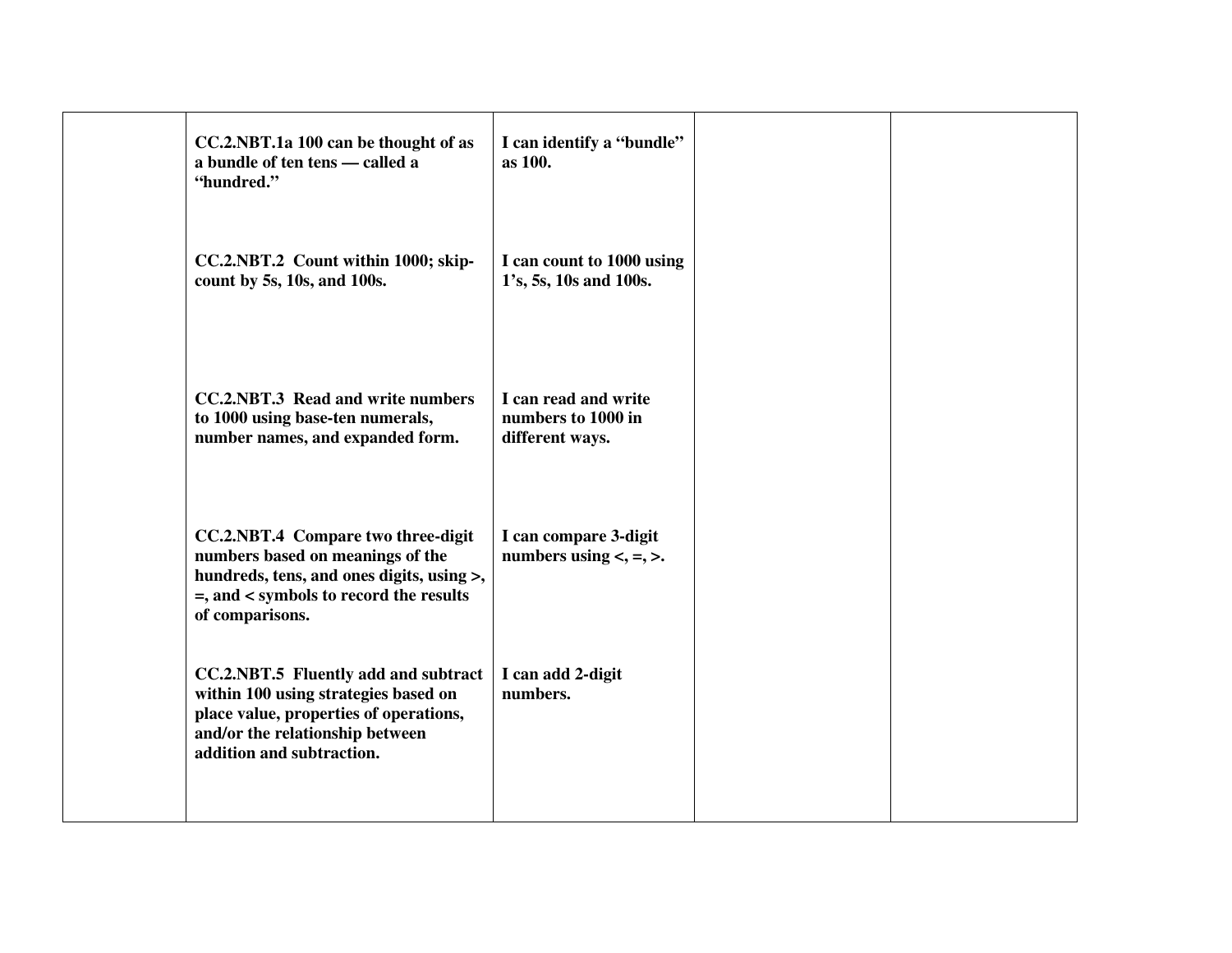| | | | | |
|---|---|---|---|---|
| | **CC.2.NBT.1a 100 can be thought of as a bundle of ten tens — called a "hundred."** | **I can identify a "bundle" as 100.** | | |
| | **CC.2.NBT.2 Count within 1000; skip-count by 5s, 10s, and 100s.** | **I can count to 1000 using 1's, 5s, 10s and 100s.** | | |
| | **CC.2.NBT.3 Read and write numbers to 1000 using base-ten numerals, number names, and expanded form.** | **I can read and write numbers to 1000 in different ways.** | | |
| | **CC.2.NBT.4 Compare two three-digit numbers based on meanings of the hundreds, tens, and ones digits, using >, =, and < symbols to record the results of comparisons.** | **I can compare 3-digit numbers using <, =, >.** | | |
| | **CC.2.NBT.5 Fluently add and subtract within 100 using strategies based on place value, properties of operations, and/or the relationship between addition and subtraction.** | **I can add 2-digit numbers.** | | |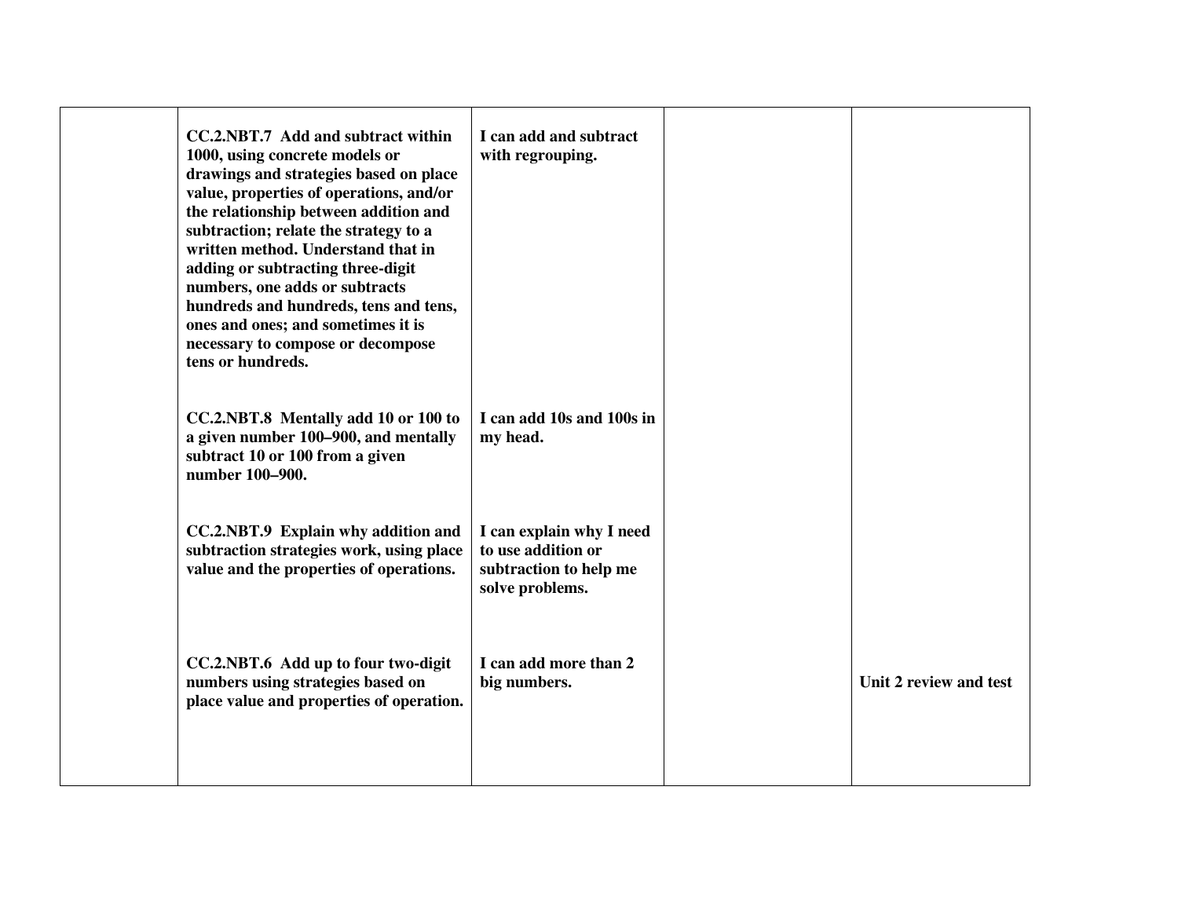| | | | | |
|---|---|---|---|---|
| | **CC.2.NBT.7 Add and subtract within 1000, using concrete models or drawings and strategies based on place value, properties of operations, and/or the relationship between addition and subtraction; relate the strategy to a written method. Understand that in adding or subtracting three-digit numbers, one adds or subtracts hundreds and hundreds, tens and tens, ones and ones; and sometimes it is necessary to compose or decompose tens or hundreds.** | **I can add and subtract with regrouping.** | | |
| | **CC.2.NBT.8 Mentally add 10 or 100 to a given number 100–900, and mentally subtract 10 or 100 from a given number 100–900.** | **I can add 10s and 100s in my head.** | | |
| | **CC.2.NBT.9 Explain why addition and subtraction strategies work, using place value and the properties of operations.** | **I can explain why I need to use addition or subtraction to help me solve problems.** | | |
| | **CC.2.NBT.6 Add up to four two-digit numbers using strategies based on place value and properties of operation.** | **I can add more than 2 big numbers.** | | **Unit 2 review and test** |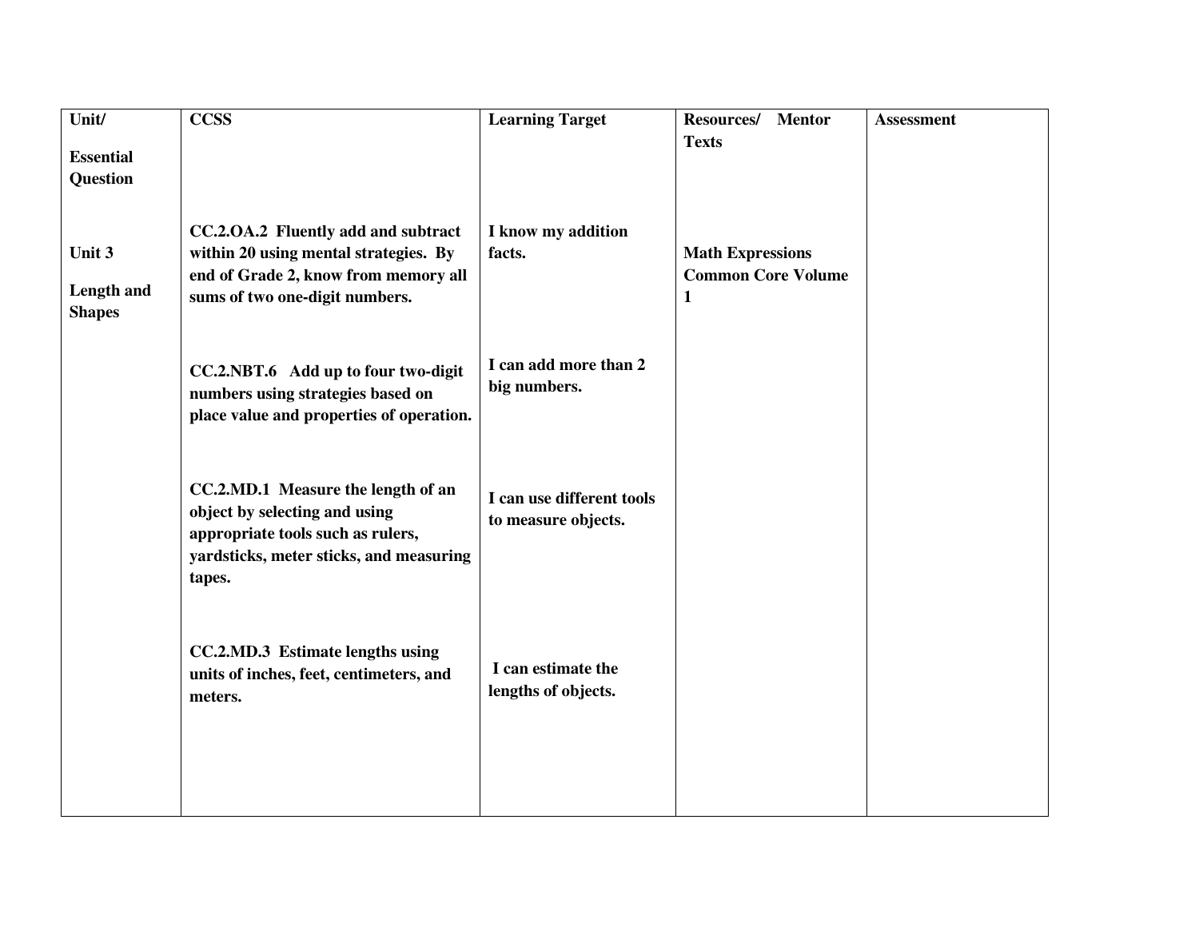| Unit/ Essential Question | CCSS | Learning Target | Resources/ Mentor Texts | Assessment |
|---|---|---|---|---|
| **Unit 3** **Length and Shapes** | **CC.2.OA.2 Fluently add and subtract within 20 using mental strategies. By end of Grade 2, know from memory all sums of two one-digit numbers.** | **I know my addition facts.** | **Math Expressions Common Core Volume 1** | |
| | **CC.2.NBT.6 Add up to four two-digit numbers using strategies based on place value and properties of operation.** | **I can add more than 2 big numbers.** | | |
| | **CC.2.MD.1 Measure the length of an object by selecting and using appropriate tools such as rulers, yardsticks, meter sticks, and measuring tapes.** | **I can use different tools to measure objects.** | | |
| | **CC.2.MD.3 Estimate lengths using units of inches, feet, centimeters, and meters.** | **I can estimate the lengths of objects.** | | |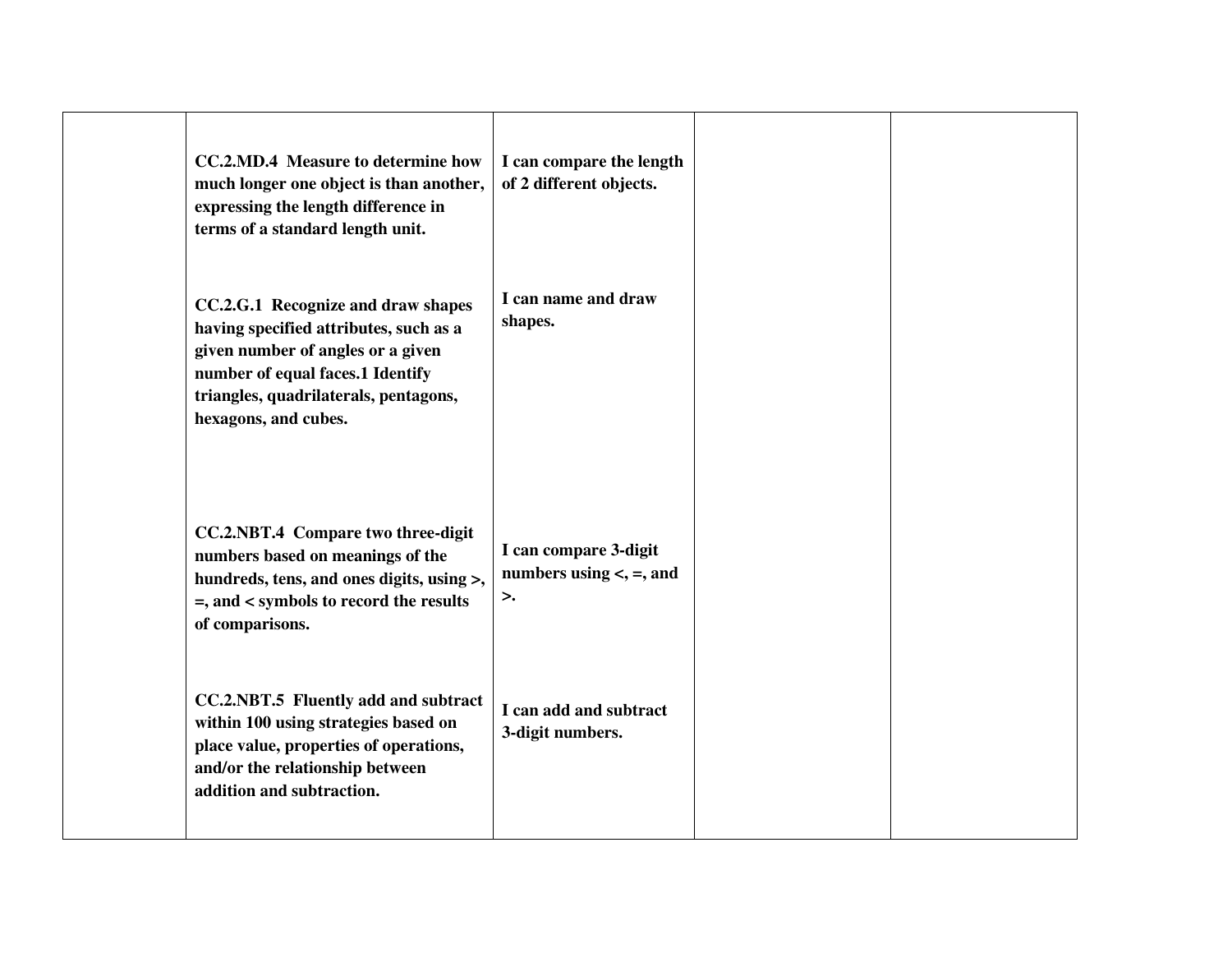| | | | | |
|---|---|---|---|---|
| | **CC.2.MD.4 Measure to determine how much longer one object is than another, expressing the length difference in terms of a standard length unit.**<br><br>**CC.2.G.1 Recognize and draw shapes having specified attributes, such as a given number of angles or a given number of equal faces.1 Identify triangles, quadrilaterals, pentagons, hexagons, and cubes.**<br><br>**CC.2.NBT.4 Compare two three-digit numbers based on meanings of the hundreds, tens, and ones digits, using >, =, and < symbols to record the results of comparisons.**<br><br>**CC.2.NBT.5 Fluently add and subtract within 100 using strategies based on place value, properties of operations, and/or the relationship between addition and subtraction.** | **I can compare the length of 2 different objects.**<br><br>**I can name and draw shapes.**<br><br>**I can compare 3-digit numbers using <, =, and >.**<br><br>**I can add and subtract 3-digit numbers.** | | |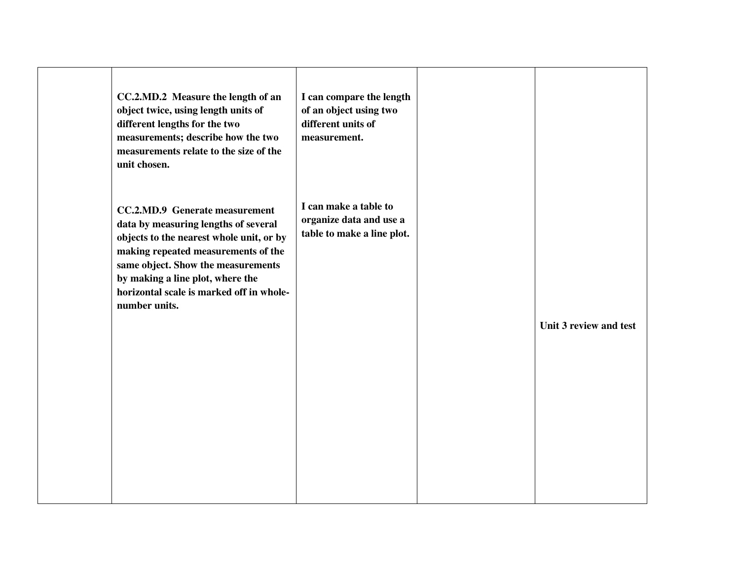| | | | | |
|---|---|---|---|---|
| | **CC.2.MD.2 Measure the length of an object twice, using length units of different lengths for the two measurements; describe how the two measurements relate to the size of the unit chosen.**<br><br>**CC.2.MD.9 Generate measurement data by measuring lengths of several objects to the nearest whole unit, or by making repeated measurements of the same object. Show the measurements by making a line plot, where the horizontal scale is marked off in whole-number units.** | **I can compare the length of an object using two different units of measurement.**<br><br>**I can make a table to organize data and use a table to make a line plot.** | | **Unit 3 review and test** |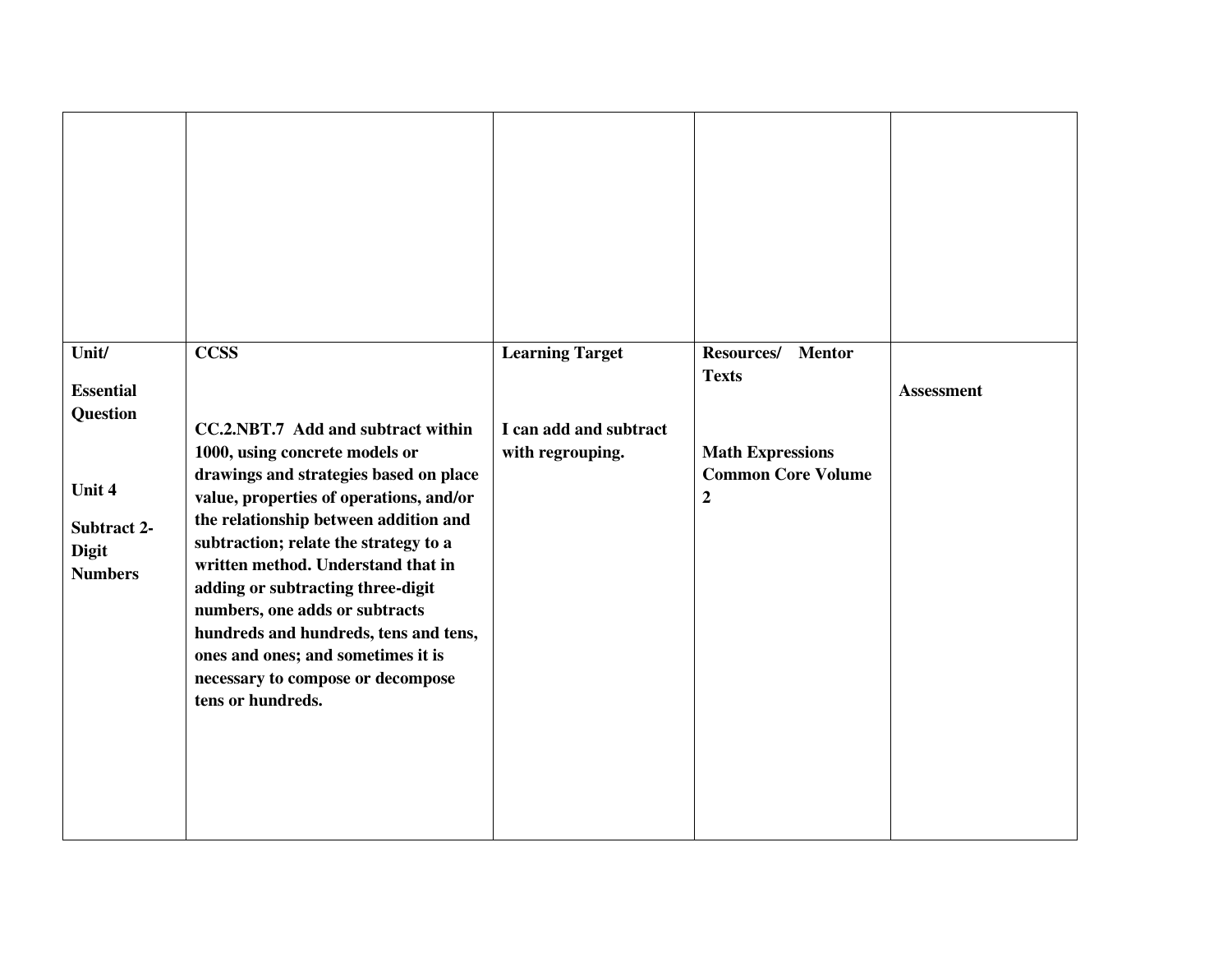| | | | | |
|---|---|---|---|---|
| | | | | |
| **Unit/**<br><br>**Essential Question**<br><br><br>**Unit 4**<br><br>**Subtract 2-Digit Numbers** | **CCSS**<br><br><br>**CC.2.NBT.7 Add and subtract within 1000, using concrete models or drawings and strategies based on place value, properties of operations, and/or the relationship between addition and subtraction; relate the strategy to a written method. Understand that in adding or subtracting three-digit numbers, one adds or subtracts hundreds and hundreds, tens and tens, ones and ones; and sometimes it is necessary to compose or decompose tens or hundreds.** | **Learning Target**<br><br><br>**I can add and subtract with regrouping.** | **Resources/ Mentor Texts**<br><br><br>**Math Expressions Common Core Volume 2** | **Assessment** |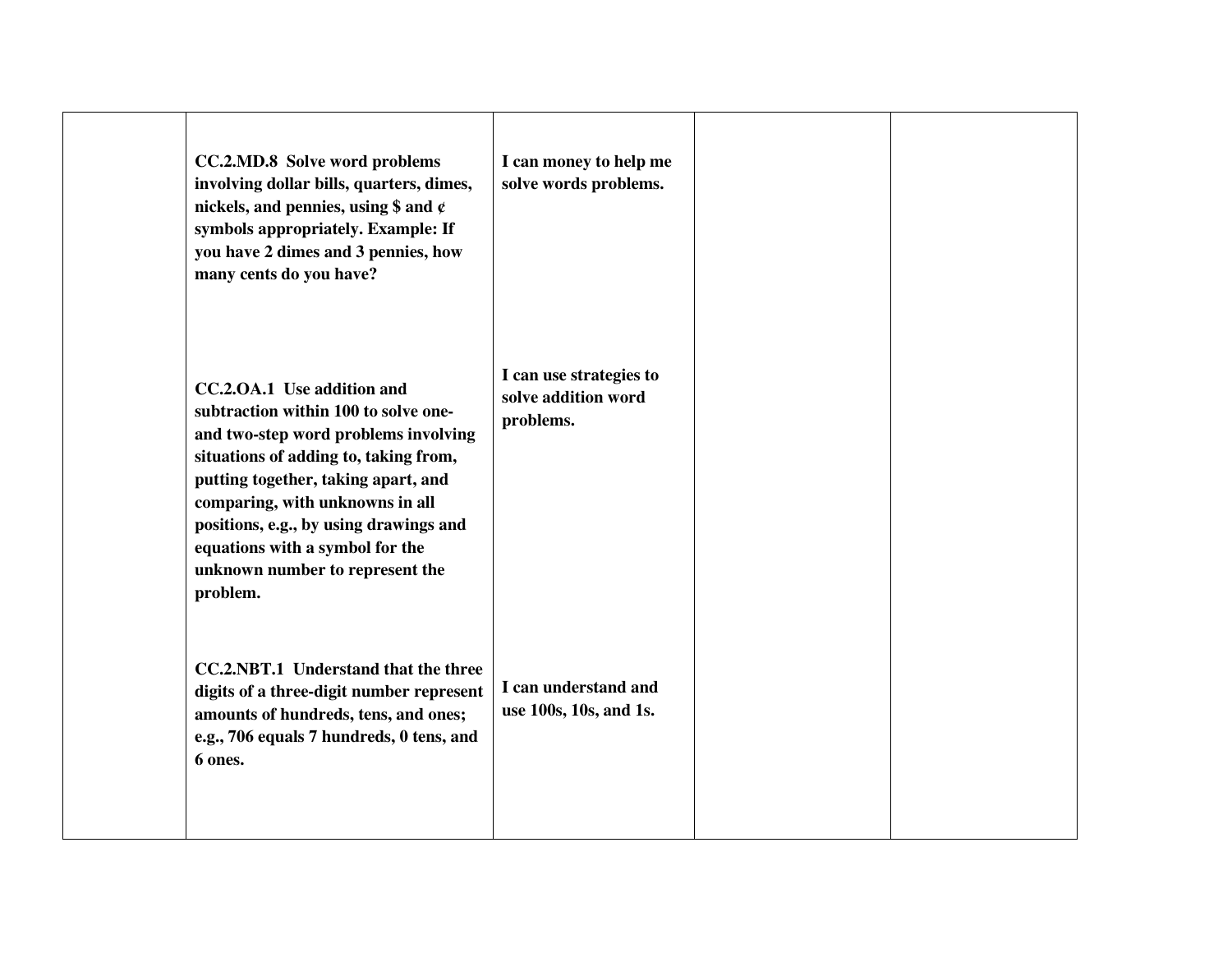| | | | | |
|---|---|---|---|---|
| | **CC.2.MD.8 Solve word problems involving dollar bills, quarters, dimes, nickels, and pennies, using $ and ¢ symbols appropriately. Example: If you have 2 dimes and 3 pennies, how many cents do you have?** | **I can money to help me solve words problems.** | | |
| | **CC.2.OA.1 Use addition and subtraction within 100 to solve one- and two-step word problems involving situations of adding to, taking from, putting together, taking apart, and comparing, with unknowns in all positions, e.g., by using drawings and equations with a symbol for the unknown number to represent the problem.** | **I can use strategies to solve addition word problems.** | | |
| | **CC.2.NBT.1 Understand that the three digits of a three-digit number represent amounts of hundreds, tens, and ones; e.g., 706 equals 7 hundreds, 0 tens, and 6 ones.** | **I can understand and use 100s, 10s, and 1s.** | | |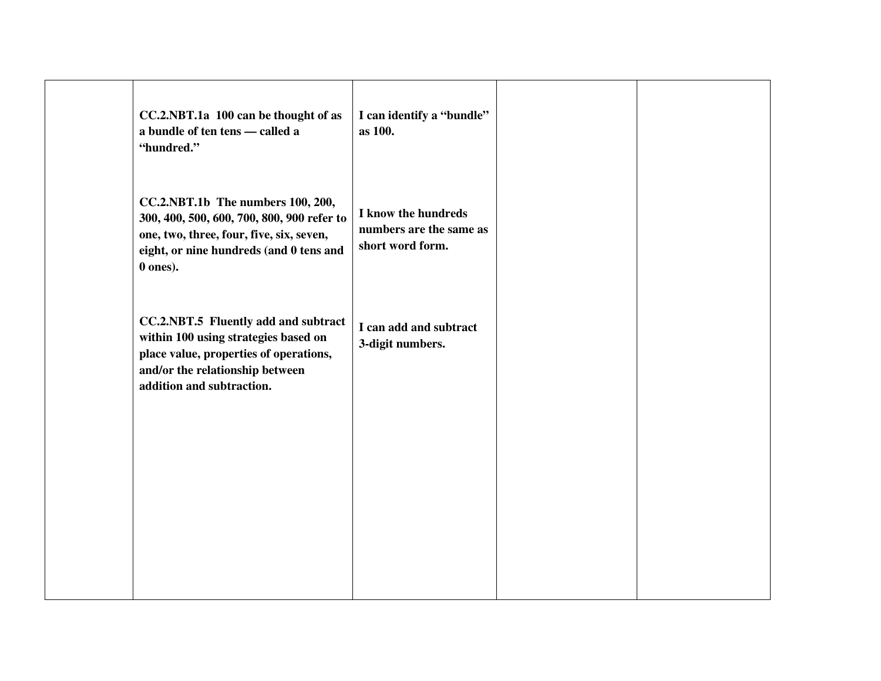|  |  |  |  |  |
| --- | --- | --- | --- | --- |
|  | **CC.2.NBT.1a 100 can be thought of as a bundle of ten tens — called a "hundred."** | **I can identify a "bundle" as 100.** |  |  |
|  | **CC.2.NBT.1b The numbers 100, 200, 300, 400, 500, 600, 700, 800, 900 refer to one, two, three, four, five, six, seven, eight, or nine hundreds (and 0 tens and 0 ones).** | **I know the hundreds numbers are the same as short word form.** |  |  |
|  | **CC.2.NBT.5 Fluently add and subtract within 100 using strategies based on place value, properties of operations, and/or the relationship between addition and subtraction.** | **I can add and subtract 3-digit numbers.** |  |  |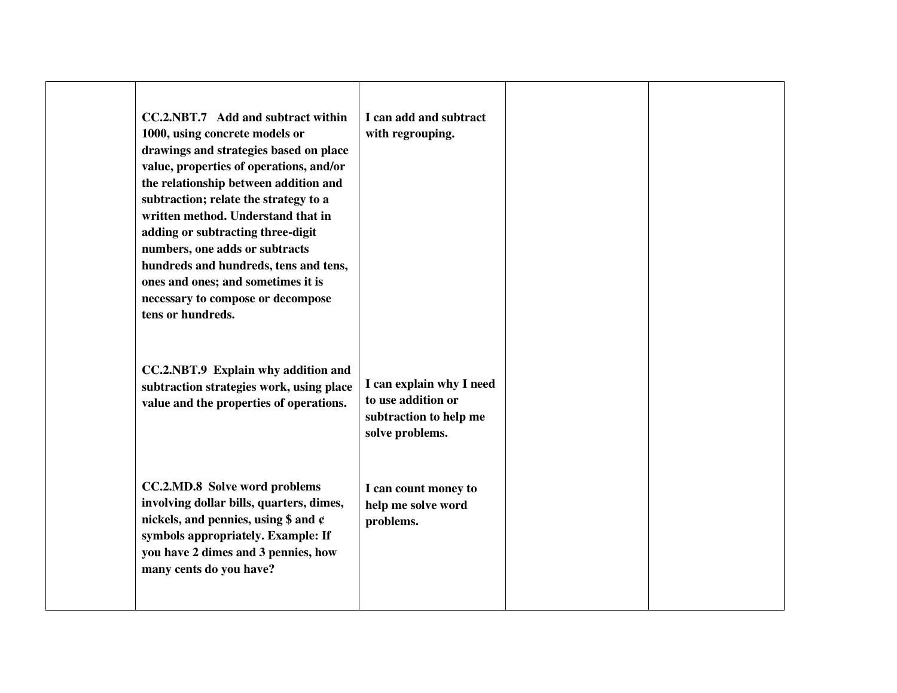| | | | | |
|---|---|---|---|---|
| | **CC.2.NBT.7 Add and subtract within 1000, using concrete models or drawings and strategies based on place value, properties of operations, and/or the relationship between addition and subtraction; relate the strategy to a written method. Understand that in adding or subtracting three-digit numbers, one adds or subtracts hundreds and hundreds, tens and tens, ones and ones; and sometimes it is necessary to compose or decompose tens or hundreds.** <br><br> **CC.2.NBT.9 Explain why addition and subtraction strategies work, using place value and the properties of operations.** <br><br> **CC.2.MD.8 Solve word problems involving dollar bills, quarters, dimes, nickels, and pennies, using $ and ¢ symbols appropriately. Example: If you have 2 dimes and 3 pennies, how many cents do you have?** | **I can add and subtract with regrouping.** <br><br> **I can explain why I need to use addition or subtraction to help me solve problems.** <br><br> **I can count money to help me solve word problems.** | | |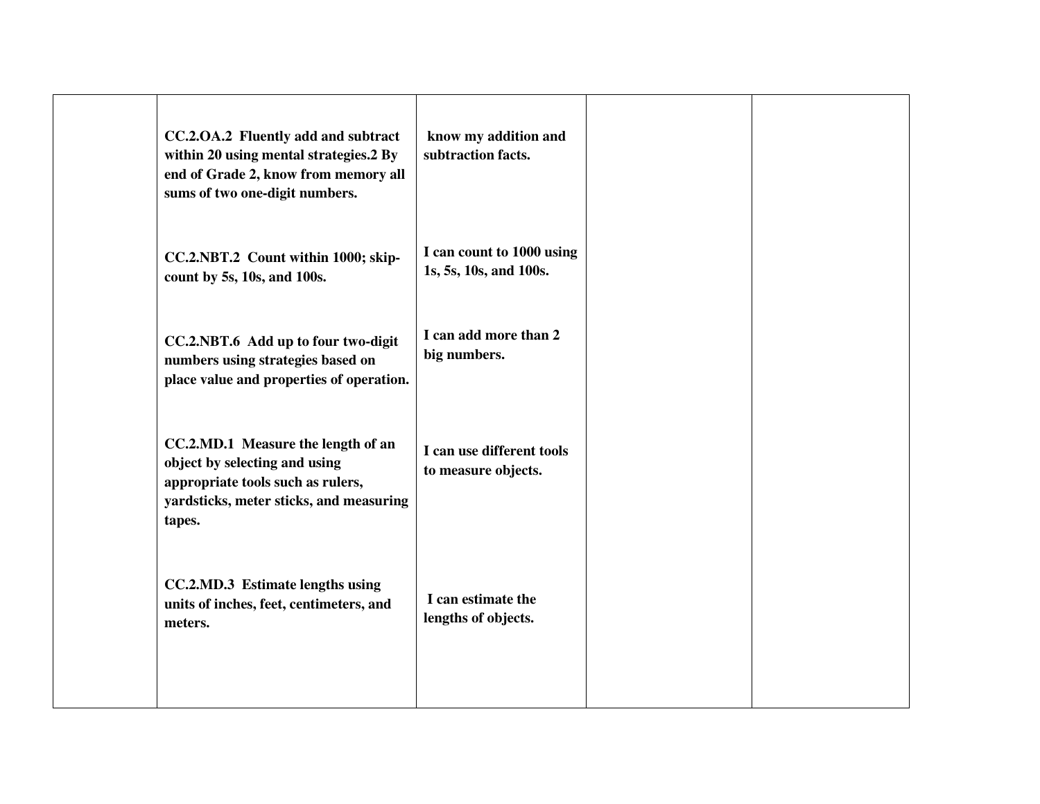| | | | | |
|---|---|---|---|---|
| | **CC.2.OA.2 Fluently add and subtract within 20 using mental strategies.2 By end of Grade 2, know from memory all sums of two one-digit numbers.** | **know my addition and subtraction facts.** | | |
| | **CC.2.NBT.2 Count within 1000; skip-count by 5s, 10s, and 100s.** | **I can count to 1000 using 1s, 5s, 10s, and 100s.** | | |
| | **CC.2.NBT.6 Add up to four two-digit numbers using strategies based on place value and properties of operation.** | **I can add more than 2 big numbers.** | | |
| | **CC.2.MD.1 Measure the length of an object by selecting and using appropriate tools such as rulers, yardsticks, meter sticks, and measuring tapes.** | **I can use different tools to measure objects.** | | |
| | **CC.2.MD.3 Estimate lengths using units of inches, feet, centimeters, and meters.** | **I can estimate the lengths of objects.** | | |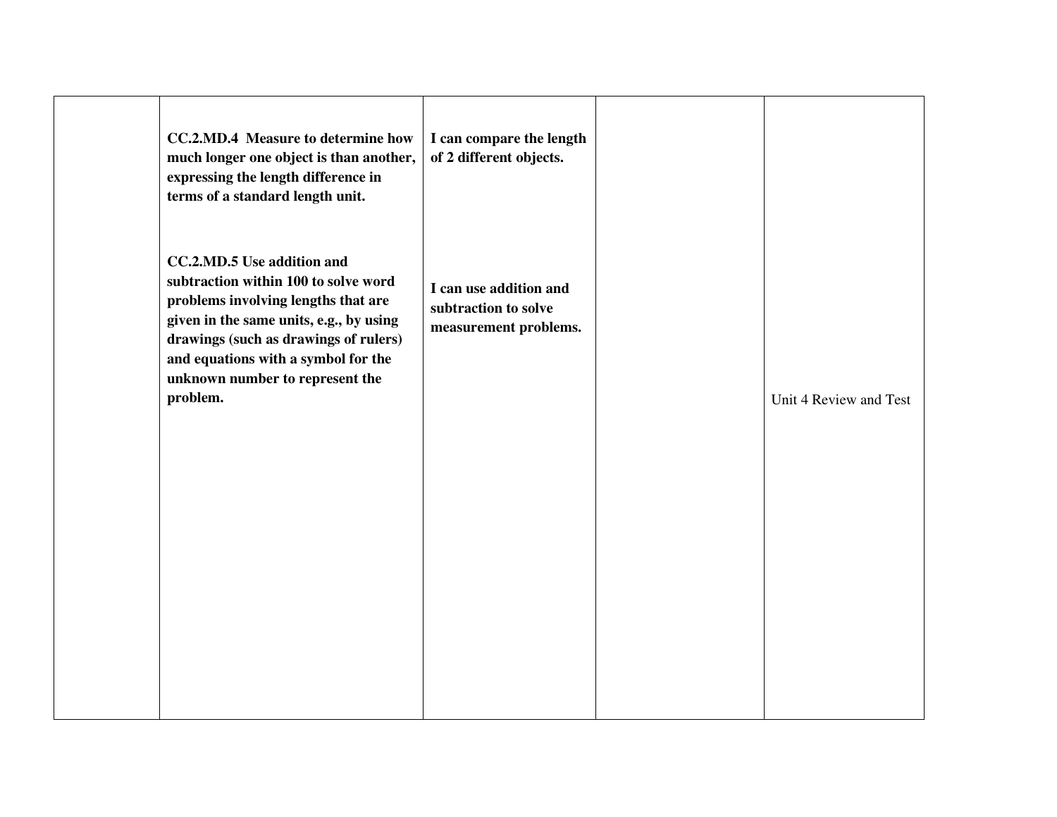| | | | | |
|---|---|---|---|---|
| | **CC.2.MD.4 Measure to determine how much longer one object is than another, expressing the length difference in terms of a standard length unit.**<br><br>**CC.2.MD.5 Use addition and subtraction within 100 to solve word problems involving lengths that are given in the same units, e.g., by using drawings (such as drawings of rulers) and equations with a symbol for the unknown number to represent the problem.** | **I can compare the length of 2 different objects.**<br><br>**I can use addition and subtraction to solve measurement problems.** | | Unit 4 Review and Test |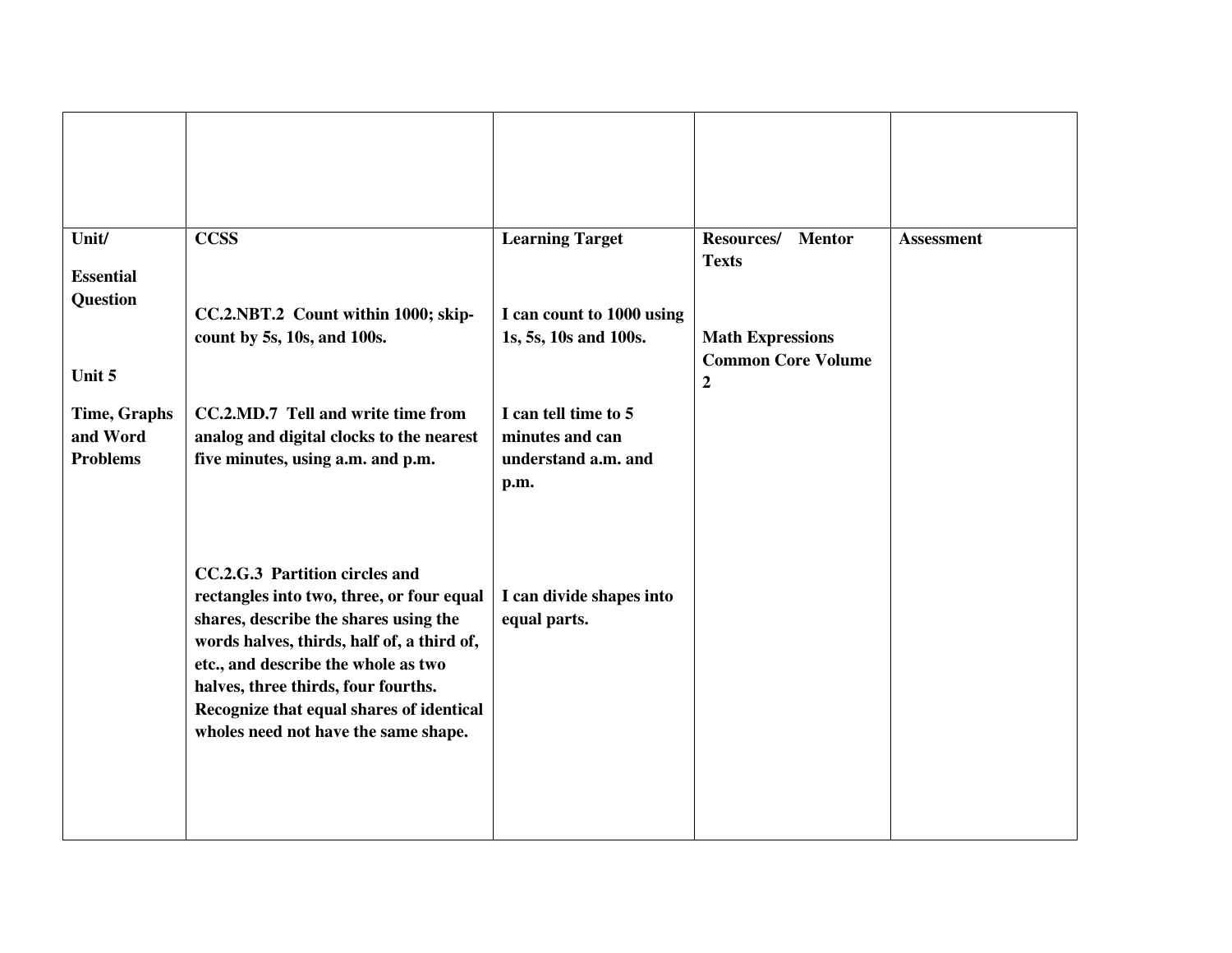| | | | | |
|---|---|---|---|---|
| **Unit/** **Essential Question** **Unit 5** **Time, Graphs and Word Problems** | **CCSS** | **Learning Target** | **Resources/ Mentor Texts** | **Assessment** |
| | **CC.2.NBT.2 Count within 1000; skip-count by 5s, 10s, and 100s.** | **I can count to 1000 using 1s, 5s, 10s and 100s.** | **Math Expressions Common Core Volume 2** | |
| | **CC.2.MD.7 Tell and write time from analog and digital clocks to the nearest five minutes, using a.m. and p.m.** | **I can tell time to 5 minutes and can understand a.m. and p.m.** | | |
| | **CC.2.G.3 Partition circles and rectangles into two, three, or four equal shares, describe the shares using the words halves, thirds, half of, a third of, etc., and describe the whole as two halves, three thirds, four fourths. Recognize that equal shares of identical wholes need not have the same shape.** | **I can divide shapes into equal parts.** | | |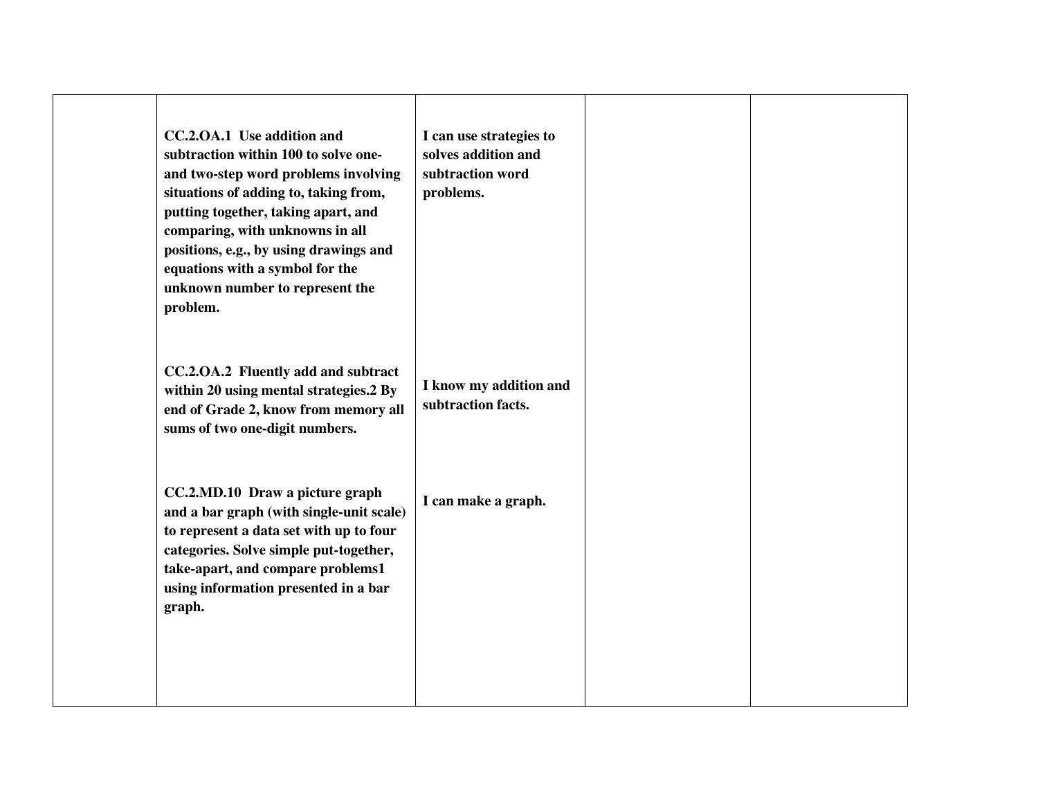| | | | | |
|---|---|---|---|---|
| | **CC.2.OA.1 Use addition and subtraction within 100 to solve one- and two-step word problems involving situations of adding to, taking from, putting together, taking apart, and comparing, with unknowns in all positions, e.g., by using drawings and equations with a symbol for the unknown number to represent the problem.** | **I can use strategies to solves addition and subtraction word problems.** | | |
| | **CC.2.OA.2 Fluently add and subtract within 20 using mental strategies.2 By end of Grade 2, know from memory all sums of two one-digit numbers.** | **I know my addition and subtraction facts.** | | |
| | **CC.2.MD.10 Draw a picture graph and a bar graph (with single-unit scale) to represent a data set with up to four categories. Solve simple put-together, take-apart, and compare problems1 using information presented in a bar graph.** | **I can make a graph.** | | |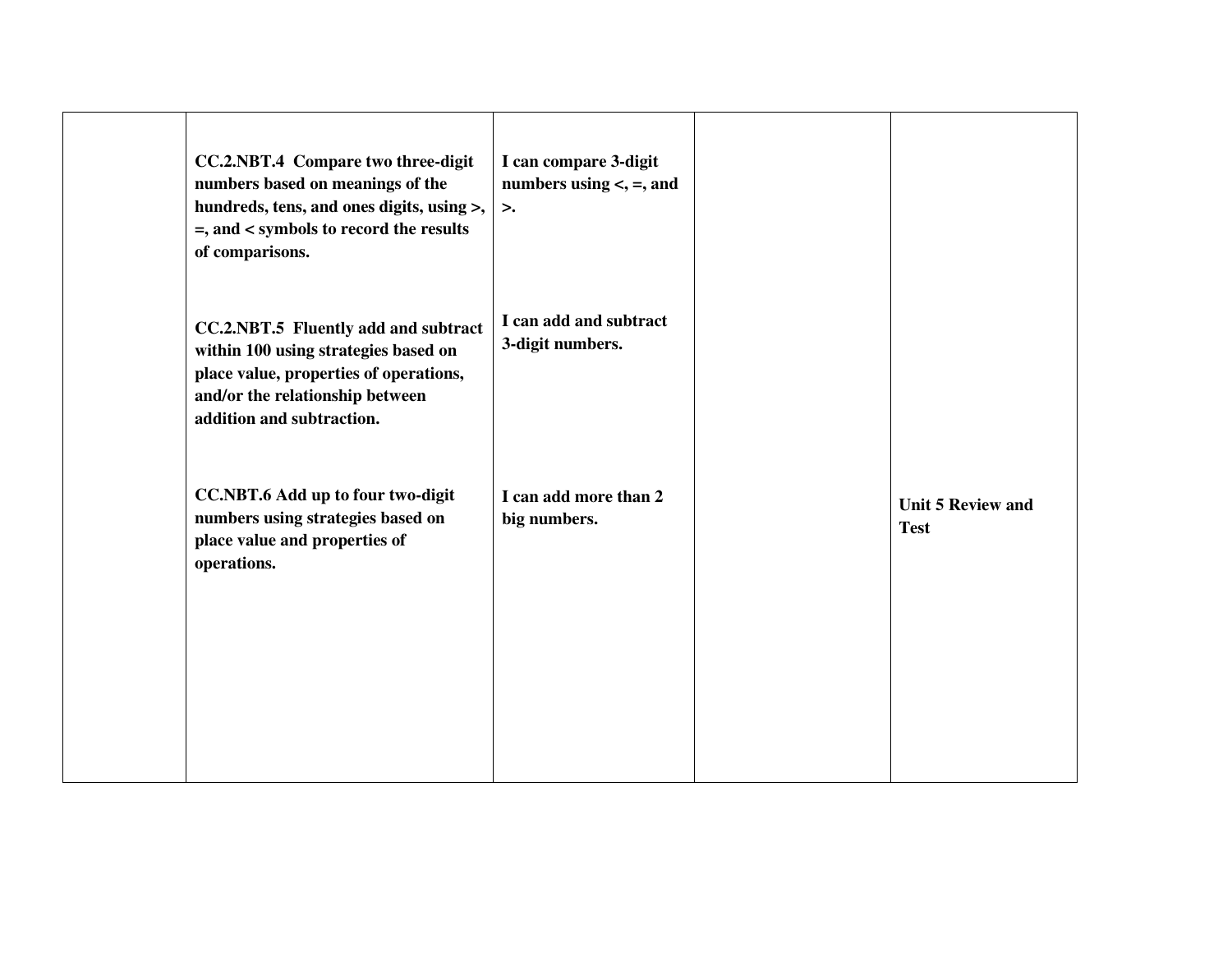|  |  |  |  |  |
|---|---|---|---|---|
|  | **CC.2.NBT.4 Compare two three-digit numbers based on meanings of the hundreds, tens, and ones digits, using >, =, and < symbols to record the results of comparisons.**<br><br>**CC.2.NBT.5 Fluently add and subtract within 100 using strategies based on place value, properties of operations, and/or the relationship between addition and subtraction.**<br><br>**CC.NBT.6 Add up to four two-digit numbers using strategies based on place value and properties of operations.** | **I can compare 3-digit numbers using <, =, and >.**<br><br>**I can add and subtract 3-digit numbers.**<br><br>**I can add more than 2 big numbers.** |  | **Unit 5 Review and Test** |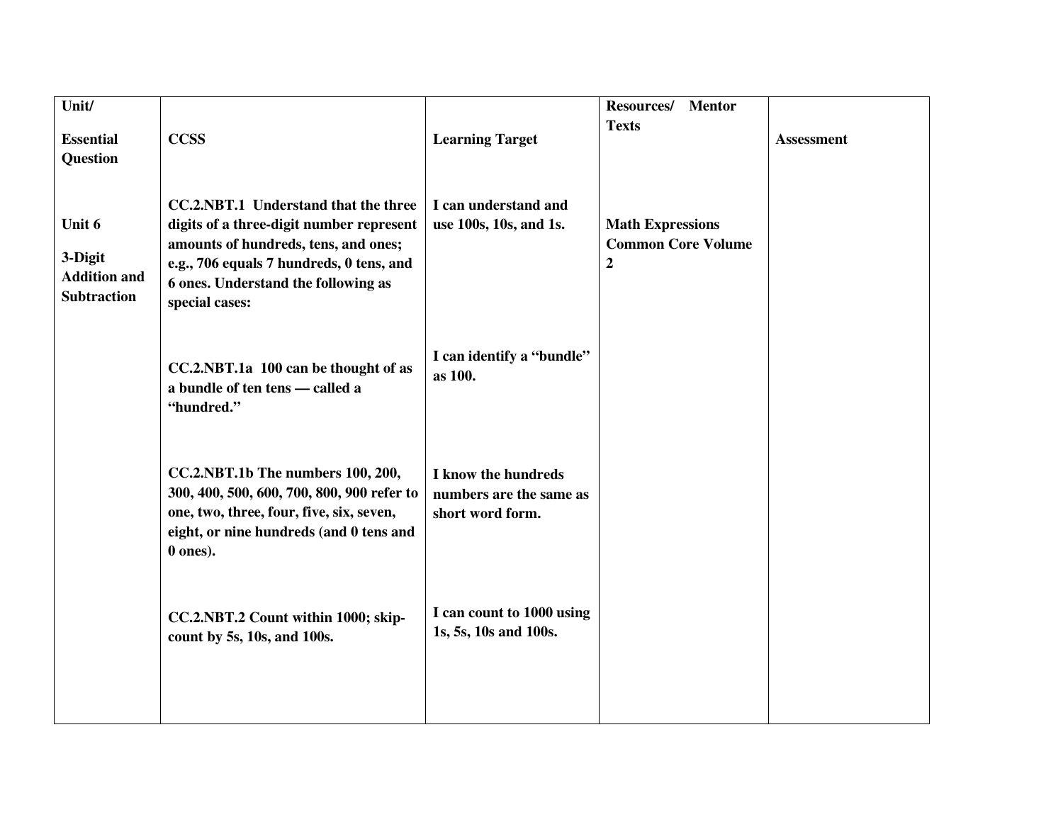| Unit/ Essential Question | CCSS | Learning Target | Resources/ Mentor Texts | Assessment |
|---|---|---|---|---|
| **Unit 6** **3-Digit Addition and Subtraction** | **CC.2.NBT.1 Understand that the three digits of a three-digit number represent amounts of hundreds, tens, and ones; e.g., 706 equals 7 hundreds, 0 tens, and 6 ones. Understand the following as special cases:** | **I can understand and use 100s, 10s, and 1s.** | **Math Expressions Common Core Volume 2** | |
| | **CC.2.NBT.1a 100 can be thought of as a bundle of ten tens — called a "hundred."** | **I can identify a "bundle" as 100.** | | |
| | **CC.2.NBT.1b The numbers 100, 200, 300, 400, 500, 600, 700, 800, 900 refer to one, two, three, four, five, six, seven, eight, or nine hundreds (and 0 tens and 0 ones).** | **I know the hundreds numbers are the same as short word form.** | | |
| | **CC.2.NBT.2 Count within 1000; skip-count by 5s, 10s, and 100s.** | **I can count to 1000 using 1s, 5s, 10s and 100s.** | | |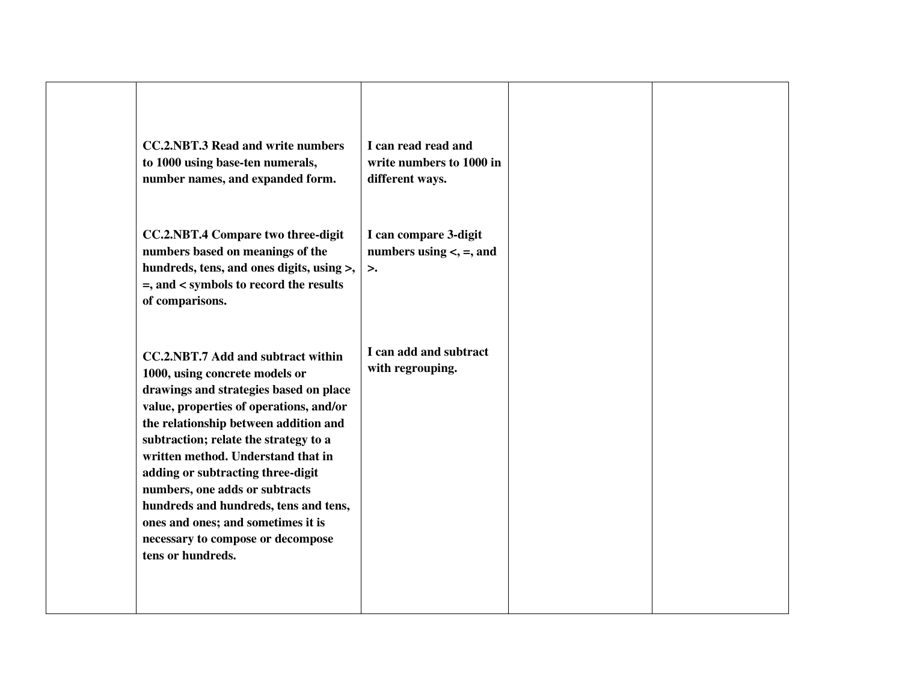|  |  |  |  |  |
|---|---|---|---|---|
|  | **CC.2.NBT.3 Read and write numbers to 1000 using base-ten numerals, number names, and expanded form.** | **I can read read and write numbers to 1000 in different ways.** |  |  |
|  | **CC.2.NBT.4 Compare two three-digit numbers based on meanings of the hundreds, tens, and ones digits, using >, =, and < symbols to record the results of comparisons.** | **I can compare 3-digit numbers using <, =, and >.** |  |  |
|  | **CC.2.NBT.7 Add and subtract within 1000, using concrete models or drawings and strategies based on place value, properties of operations, and/or the relationship between addition and subtraction; relate the strategy to a written method. Understand that in adding or subtracting three-digit numbers, one adds or subtracts hundreds and hundreds, tens and tens, ones and ones; and sometimes it is necessary to compose or decompose tens or hundreds.** | **I can add and subtract with regrouping.** |  |  |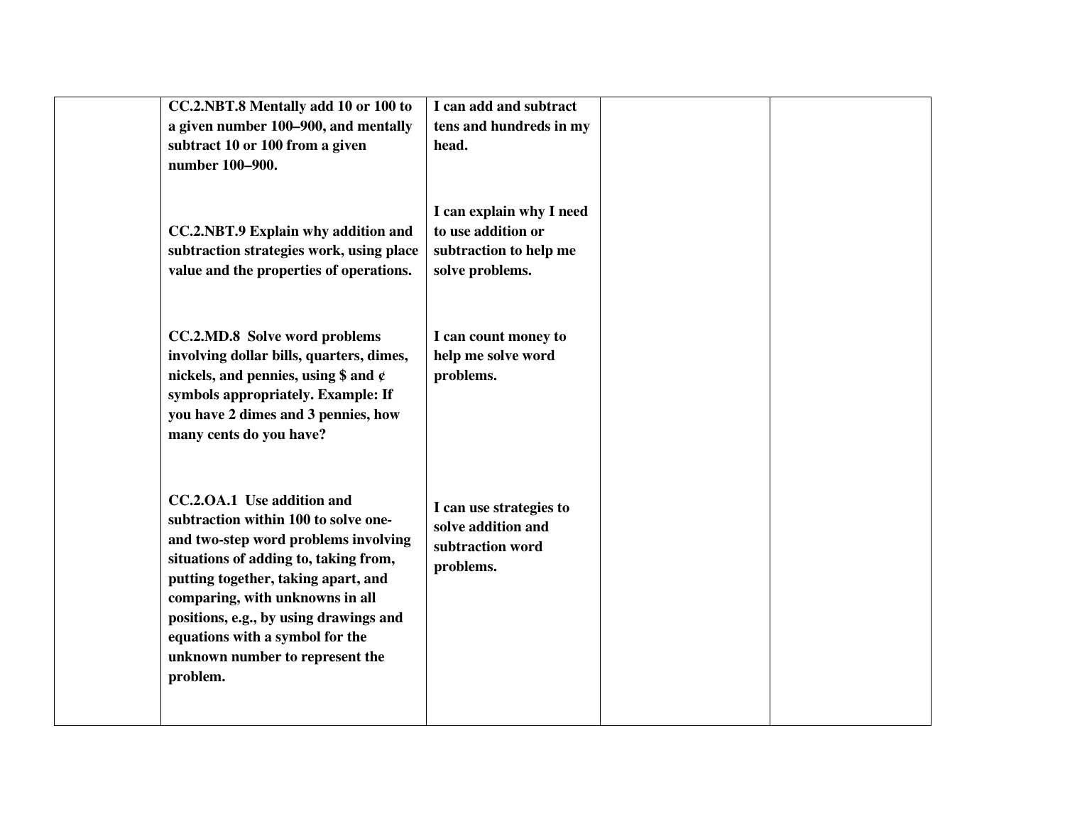| | | | | |
|---|---|---|---|---|
| | **CC.2.NBT.8 Mentally add 10 or 100 to a given number 100–900, and mentally subtract 10 or 100 from a given number 100–900.**<br><br>**CC.2.NBT.9 Explain why addition and subtraction strategies work, using place value and the properties of operations.**<br><br>**CC.2.MD.8 Solve word problems involving dollar bills, quarters, dimes, nickels, and pennies, using $ and ¢ symbols appropriately. Example: If you have 2 dimes and 3 pennies, how many cents do you have?**<br><br>**CC.2.OA.1 Use addition and subtraction within 100 to solve one- and two-step word problems involving situations of adding to, taking from, putting together, taking apart, and comparing, with unknowns in all positions, e.g., by using drawings and equations with a symbol for the unknown number to represent the problem.** | **I can add and subtract tens and hundreds in my head.**<br><br>**I can explain why I need to use addition or subtraction to help me solve problems.**<br><br>**I can count money to help me solve word problems.**<br><br>**I can use strategies to solve addition and subtraction word problems.** | | |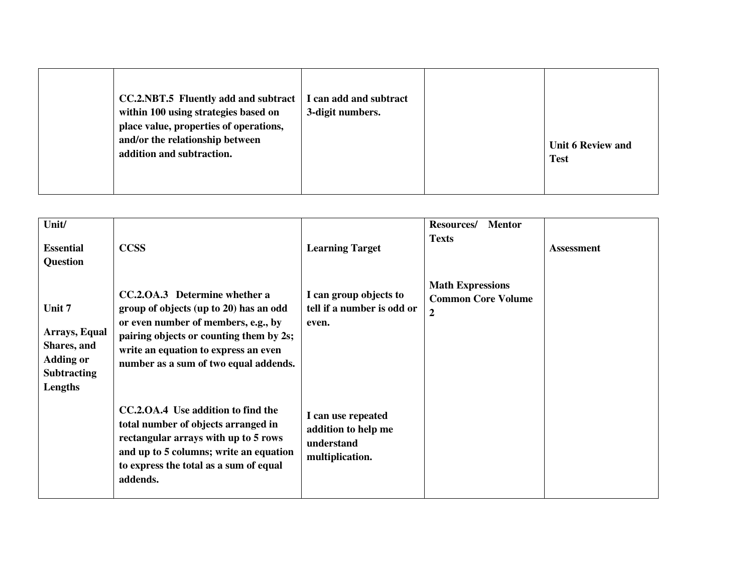| | | | | |
|---|---|---|---|---|
| | **CC.2.NBT.5 Fluently add and subtract within 100 using strategies based on place value, properties of operations, and/or the relationship between addition and subtraction.** | **I can add and subtract 3-digit numbers.** | | **Unit 6 Review and Test** |

| **Unit/ Essential Question** | **CCSS** | **Learning Target** | **Resources/ Mentor Texts** | **Assessment** |
|---|---|---|---|---|
| **Unit 7**<br><br>**Arrays, Equal Shares, and Adding or Subtracting Lengths** | **CC.2.OA.3 Determine whether a group of objects (up to 20) has an odd or even number of members, e.g., by pairing objects or counting them by 2s; write an equation to express an even number as a sum of two equal addends.** | **I can group objects to tell if a number is odd or even.** | **Math Expressions Common Core Volume 2** | |
| | **CC.2.OA.4 Use addition to find the total number of objects arranged in rectangular arrays with up to 5 rows and up to 5 columns; write an equation to express the total as a sum of equal addends.** | **I can use repeated addition to help me understand multiplication.** | | |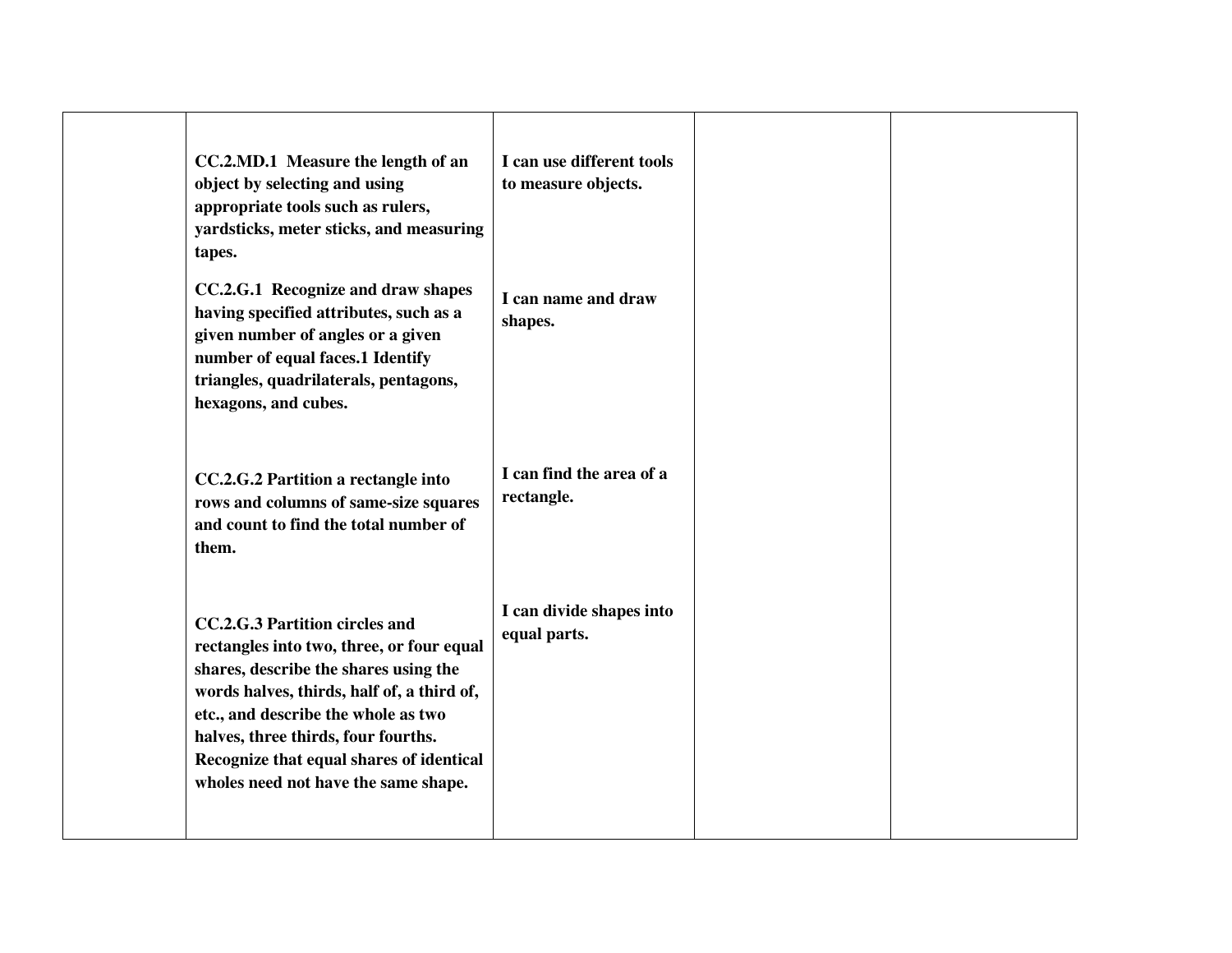|  |  |  |  |  |
|---|---|---|---|---|
|  | **CC.2.MD.1 Measure the length of an object by selecting and using appropriate tools such as rulers, yardsticks, meter sticks, and measuring tapes.** | **I can use different tools to measure objects.** |  |  |
|  | **CC.2.G.1 Recognize and draw shapes having specified attributes, such as a given number of angles or a given number of equal faces.1 Identify triangles, quadrilaterals, pentagons, hexagons, and cubes.** | **I can name and draw shapes.** |  |  |
|  | **CC.2.G.2 Partition a rectangle into rows and columns of same-size squares and count to find the total number of them.** | **I can find the area of a rectangle.** |  |  |
|  | **CC.2.G.3 Partition circles and rectangles into two, three, or four equal shares, describe the shares using the words halves, thirds, half of, a third of, etc., and describe the whole as two halves, three thirds, four fourths. Recognize that equal shares of identical wholes need not have the same shape.** | **I can divide shapes into equal parts.** |  |  |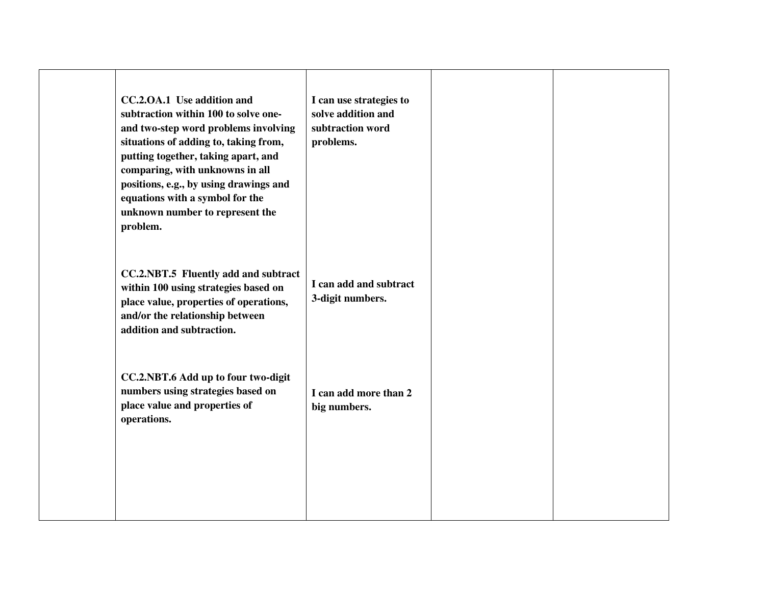| | | | | |
|---|---|---|---|---|
| | **CC.2.OA.1 Use addition and subtraction within 100 to solve one- and two-step word problems involving situations of adding to, taking from, putting together, taking apart, and comparing, with unknowns in all positions, e.g., by using drawings and equations with a symbol for the unknown number to represent the problem.** | **I can use strategies to solve addition and subtraction word problems.** | | |
| | **CC.2.NBT.5 Fluently add and subtract within 100 using strategies based on place value, properties of operations, and/or the relationship between addition and subtraction.** | **I can add and subtract 3-digit numbers.** | | |
| | **CC.2.NBT.6 Add up to four two-digit numbers using strategies based on place value and properties of operations.** | **I can add more than 2 big numbers.** | | |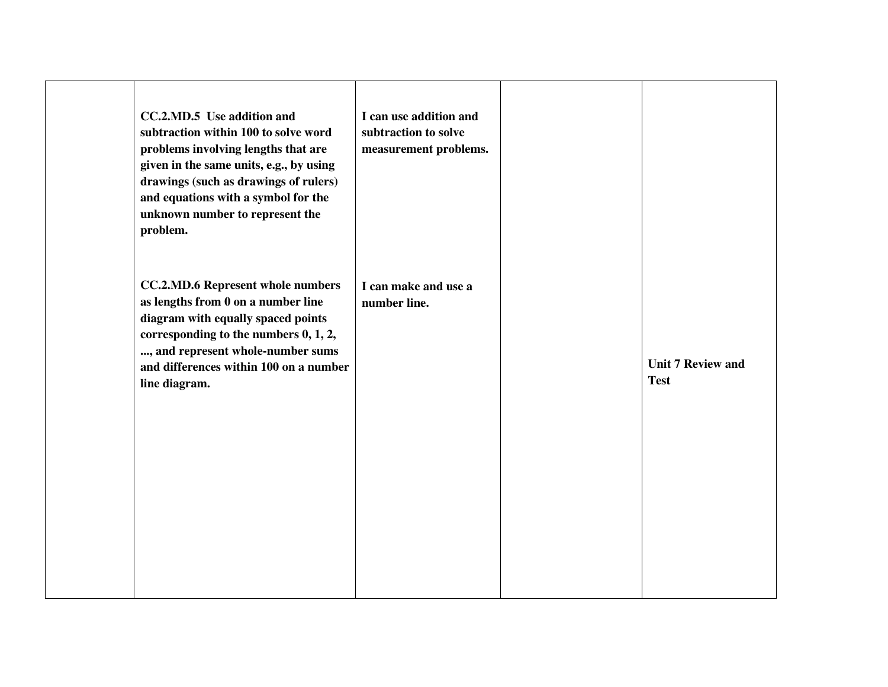| | | | | |
|---|---|---|---|---|
| | **CC.2.MD.5 Use addition and subtraction within 100 to solve word problems involving lengths that are given in the same units, e.g., by using drawings (such as drawings of rulers) and equations with a symbol for the unknown number to represent the problem.**<br><br>**CC.2.MD.6 Represent whole numbers as lengths from 0 on a number line diagram with equally spaced points corresponding to the numbers 0, 1, 2, ..., and represent whole-number sums and differences within 100 on a number line diagram.** | **I can use addition and subtraction to solve measurement problems.**<br><br>**I can make and use a number line.** | | **Unit 7 Review and Test** |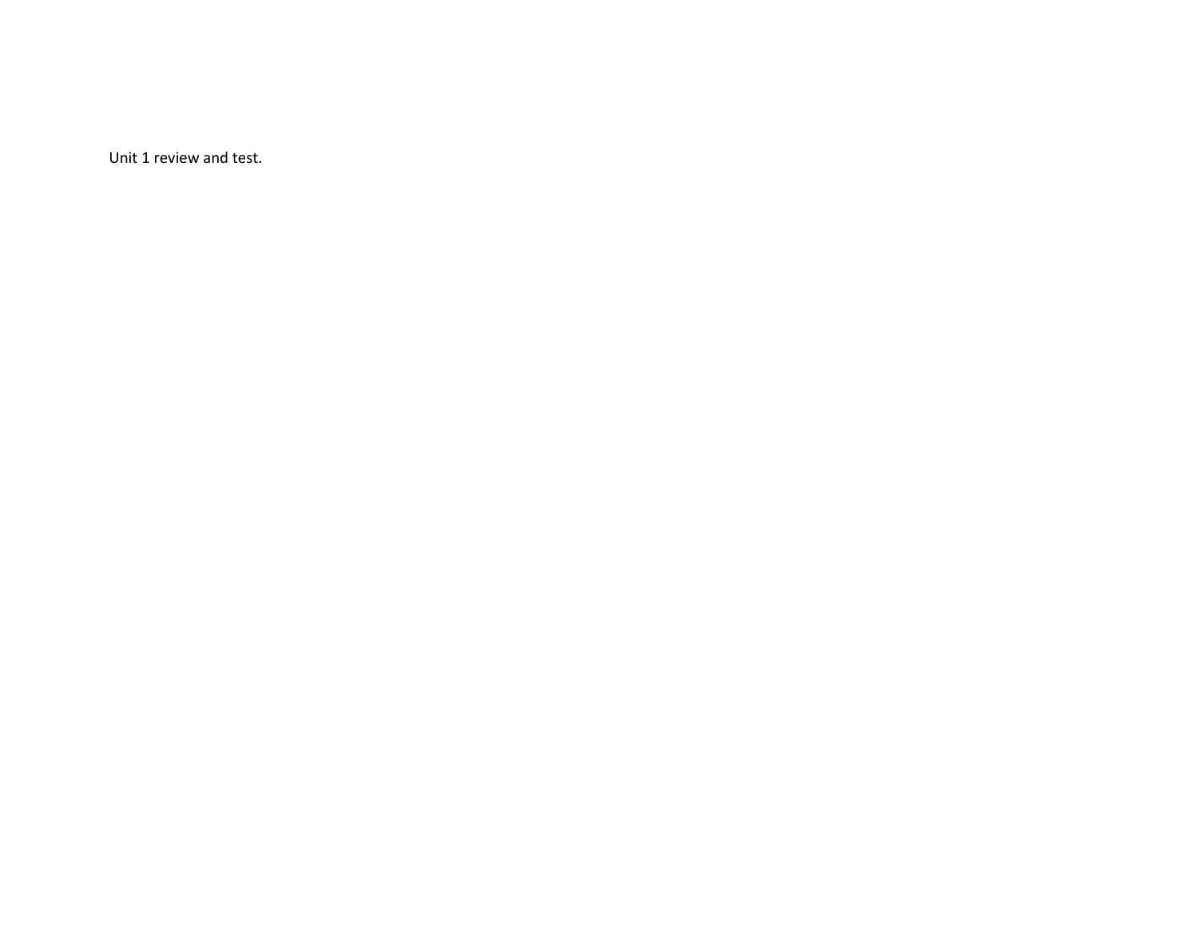Unit 1 review and test.